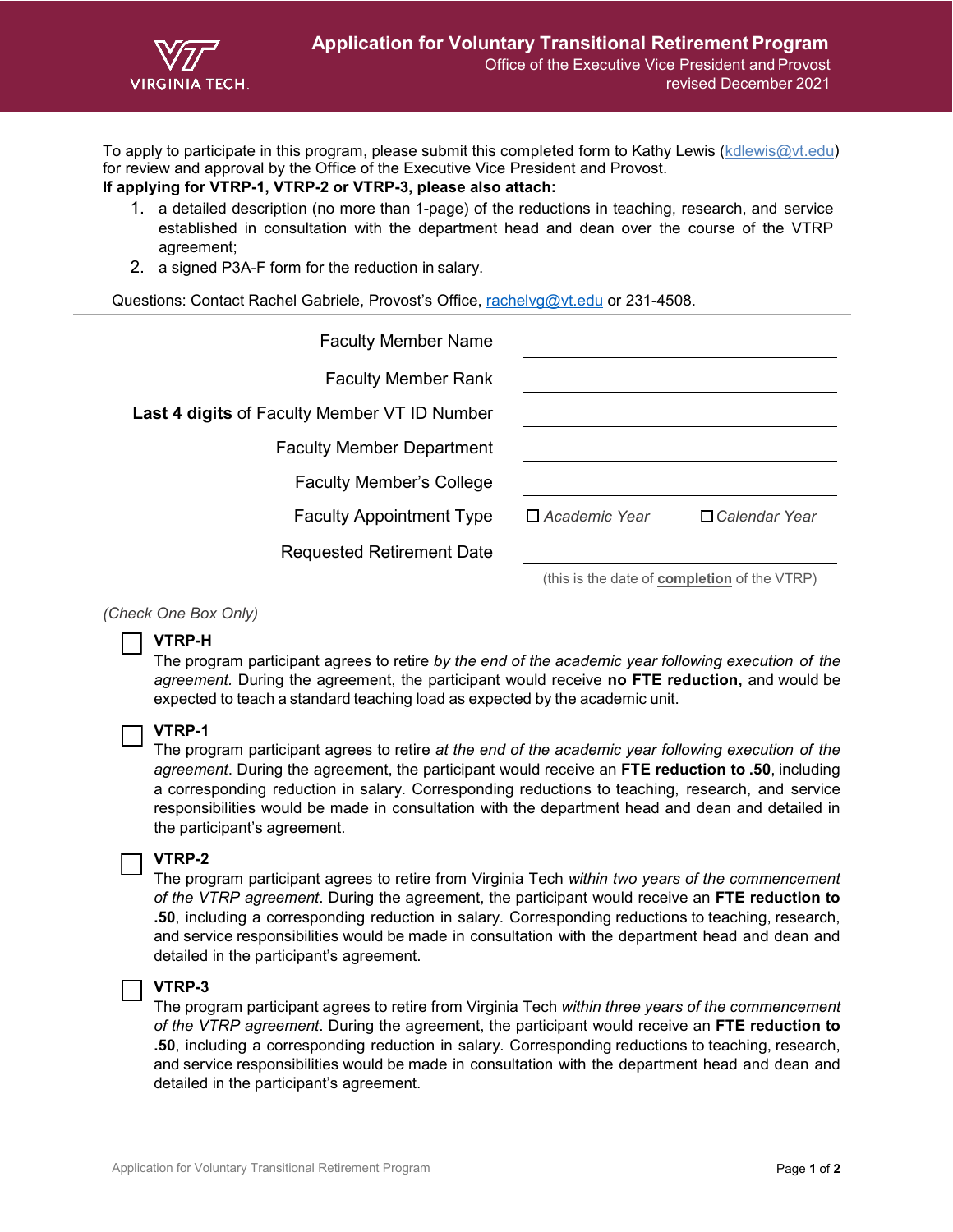# Application for Voluntary Transitional Retirement Program

Office of the Executive Vice President and Provost
revised December 2021

To apply to participate in this program, please submit this completed form to Kathy Lewis (kdlewis@vt.edu) for review and approval by the Office of the Executive Vice President and Provost.

**If applying for VTRP-1, VTRP-2 or VTRP-3, please also attach:**

1. a detailed description (no more than 1-page) of the reductions in teaching, research, and service established in consultation with the department head and dean over the course of the VTRP agreement;
2. a signed P3A-F form for the reduction in salary.

Questions: Contact Rachel Gabriele, Provost's Office, rachelvg@vt.edu or 231-4508.

Faculty Member Name: ______________________

Faculty Member Rank: ______________________

**Last 4 digits** of Faculty Member VT ID Number: ______________________

Faculty Member Department: ______________________

Faculty Member's College: ______________________

Faculty Appointment Type: ☐ *Academic Year* ☐ *Calendar Year*

Requested Retirement Date: ______________________
(this is the date of **completion** of the VTRP)

*(Check One Box Only)*

☐ **VTRP-H**
The program participant agrees to retire *by the end of the academic year following execution of the agreement.* During the agreement, the participant would receive **no FTE reduction,** and would be expected to teach a standard teaching load as expected by the academic unit.

☐ **VTRP-1**
The program participant agrees to retire *at the end of the academic year following execution of the agreement*. During the agreement, the participant would receive an **FTE reduction to .50**, including a corresponding reduction in salary. Corresponding reductions to teaching, research, and service responsibilities would be made in consultation with the department head and dean and detailed in the participant's agreement.

☐ **VTRP-2**
The program participant agrees to retire from Virginia Tech *within two years of the commencement of the VTRP agreement*. During the agreement, the participant would receive an **FTE reduction to .50**, including a corresponding reduction in salary. Corresponding reductions to teaching, research, and service responsibilities would be made in consultation with the department head and dean and detailed in the participant's agreement.

☐ **VTRP-3**
The program participant agrees to retire from Virginia Tech *within three years of the commencement of the VTRP agreement*. During the agreement, the participant would receive an **FTE reduction to .50**, including a corresponding reduction in salary. Corresponding reductions to teaching, research, and service responsibilities would be made in consultation with the department head and dean and detailed in the participant's agreement.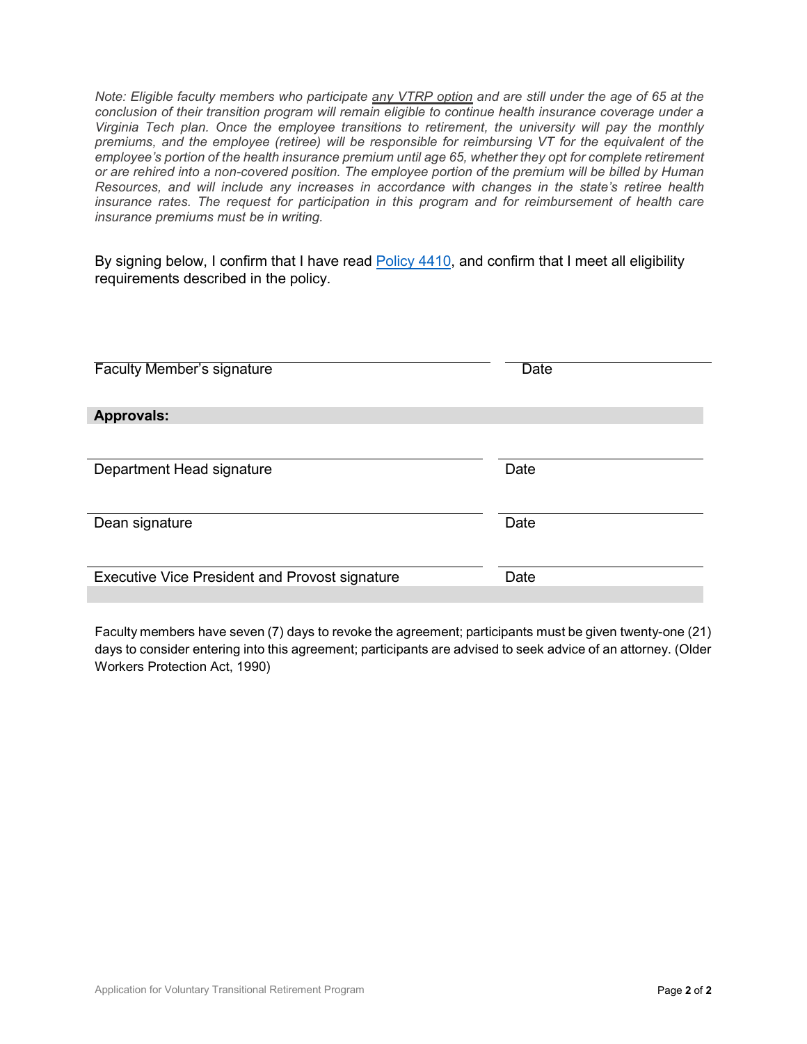*Note: Eligible faculty members who participate any VTRP option and are still under the age of 65 at the conclusion of their transition program will remain eligible to continue health insurance coverage under a Virginia Tech plan. Once the employee transitions to retirement, the university will pay the monthly premiums, and the employee (retiree) will be responsible for reimbursing VT for the equivalent of the employee's portion of the health insurance premium until age 65, whether they opt for complete retirement or are rehired into a non-covered position. The employee portion of the premium will be billed by Human Resources, and will include any increases in accordance with changes in the state's retiree health insurance rates. The request for participation in this program and for reimbursement of health care insurance premiums must be in writing.*

By signing below, I confirm that I have read Policy 4410, and confirm that I meet all eligibility requirements described in the policy.

| | |
|---|---|
| Faculty Member's signature | Date |

**Approvals:**

| | |
|---|---|
| Department Head signature | Date |
| Dean signature | Date |
| Executive Vice President and Provost signature | Date |

Faculty members have seven (7) days to revoke the agreement; participants must be given twenty-one (21) days to consider entering into this agreement; participants are advised to seek advice of an attorney. (Older Workers Protection Act, 1990)